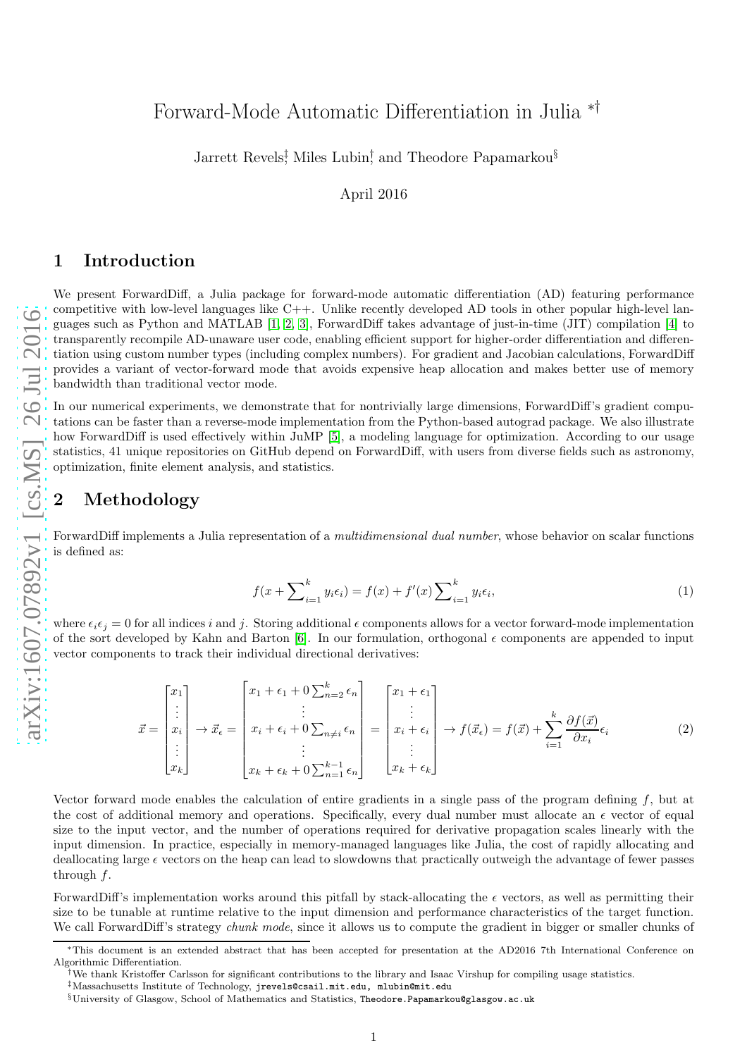# Forward-Mode Automatic Differentiation in Julia [*†]

Jarrett Revels[‡], Miles Lubin[†], and Theodore Papamarkou[§]

April 2016

## 1 Introduction

We present ForwardDiff, a Julia package for forward-mode automatic differentiation (AD) featuring performance competitive with low-level languages like C++. Unlike recently developed AD tools in other popular high-level languages such as Python and MATLAB [1, 2, 3], ForwardDiff takes advantage of just-in-time (JIT) compilation [4] to transparently recompile AD-unaware user code, enabling efficient support for higher-order differentiation and differentiation using custom number types (including complex numbers). For gradient and Jacobian calculations, ForwardDiff provides a variant of vector-forward mode that avoids expensive heap allocation and makes better use of memory bandwidth than traditional vector mode.

In our numerical experiments, we demonstrate that for nontrivially large dimensions, ForwardDiff's gradient computations can be faster than a reverse-mode implementation from the Python-based autograd package. We also illustrate how ForwardDiff is used effectively within JuMP [5], a modeling language for optimization. According to our usage statistics, 41 unique repositories on GitHub depend on ForwardDiff, with users from diverse fields such as astronomy, optimization, finite element analysis, and statistics.

## 2 Methodology

ForwardDiff implements a Julia representation of a *multidimensional dual number*, whose behavior on scalar functions is defined as:

$$f(x + \sum_{i=1}^{k} y_i \epsilon_i) = f(x) + f'(x) \sum_{i=1}^{k} y_i \epsilon_i, \tag{1}$$

where $\epsilon_i \epsilon_j = 0$ for all indices $i$ and $j$. Storing additional $\epsilon$ components allows for a vector forward-mode implementation of the sort developed by Kahn and Barton [6]. In our formulation, orthogonal $\epsilon$ components are appended to input vector components to track their individual directional derivatives:

$$\vec{x} = \begin{bmatrix} x_1 \\ \vdots \\ x_i \\ \vdots \\ x_k \end{bmatrix} \rightarrow \vec{x}_\epsilon = \begin{bmatrix} x_1 + \epsilon_1 + 0 \sum_{n=2}^{k} \epsilon_n \\ \vdots \\ x_i + \epsilon_i + 0 \sum_{n \neq i} \epsilon_n \\ \vdots \\ x_k + \epsilon_k + 0 \sum_{n=1}^{k-1} \epsilon_n \end{bmatrix} = \begin{bmatrix} x_1 + \epsilon_1 \\ \vdots \\ x_i + \epsilon_i \\ \vdots \\ x_k + \epsilon_k \end{bmatrix} \rightarrow f(\vec{x}_\epsilon) = f(\vec{x}) + \sum_{i=1}^{k} \frac{\partial f(\vec{x})}{\partial x_i} \epsilon_i \tag{2}$$

Vector forward mode enables the calculation of entire gradients in a single pass of the program defining $f$, but at the cost of additional memory and operations. Specifically, every dual number must allocate an $\epsilon$ vector of equal size to the input vector, and the number of operations required for derivative propagation scales linearly with the input dimension. In practice, especially in memory-managed languages like Julia, the cost of rapidly allocating and deallocating large $\epsilon$ vectors on the heap can lead to slowdowns that practically outweigh the advantage of fewer passes through $f$.

ForwardDiff's implementation works around this pitfall by stack-allocating the $\epsilon$ vectors, as well as permitting their size to be tunable at runtime relative to the input dimension and performance characteristics of the target function. We call ForwardDiff's strategy *chunk mode*, since it allows us to compute the gradient in bigger or smaller chunks of

---

[*] This document is an extended abstract that has been accepted for presentation at the AD2016 7th International Conference on Algorithmic Differentiation.

[†] We thank Kristoffer Carlsson for significant contributions to the library and Isaac Virshup for compiling usage statistics.

[‡] Massachusetts Institute of Technology, jrevels@csail.mit.edu, mlubin@mit.edu

[§] University of Glasgow, School of Mathematics and Statistics, Theodore.Papamarkou@glasgow.ac.uk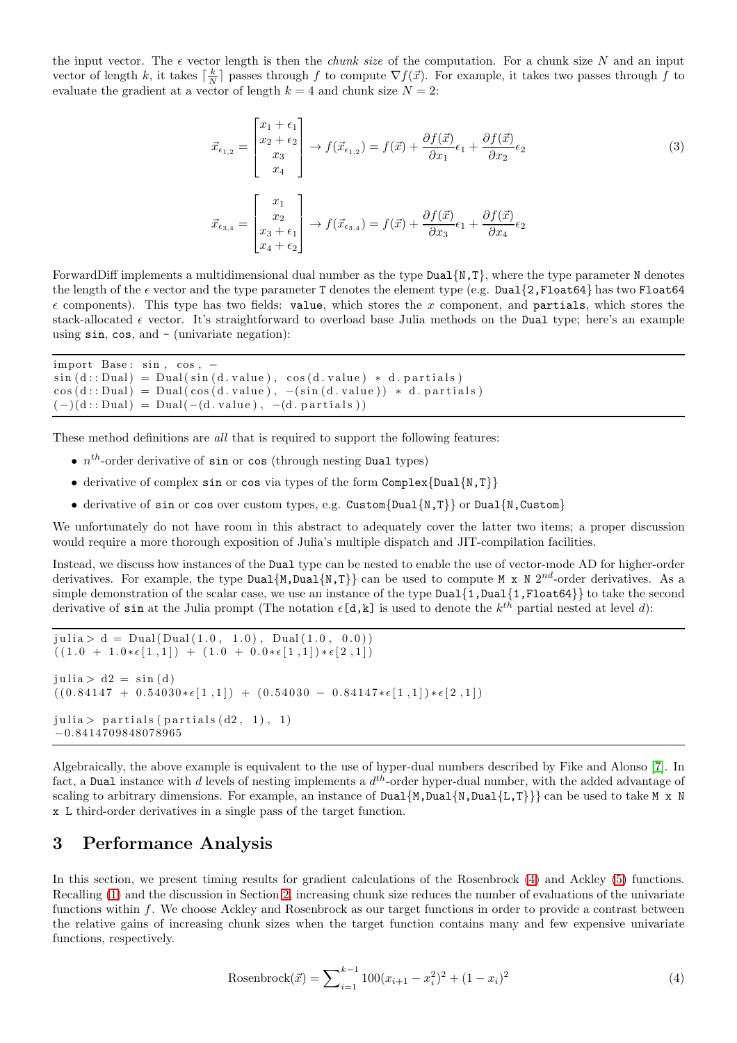the input vector. The $\epsilon$ vector length is then the *chunk size* of the computation. For a chunk size $N$ and an input vector of length $k$, it takes $\lceil \frac{k}{N} \rceil$ passes through $f$ to compute $\nabla f(\vec{x})$. For example, it takes two passes through $f$ to evaluate the gradient at a vector of length $k = 4$ and chunk size $N = 2$:

$$\vec{x}_{\epsilon_{1,2}} = \begin{bmatrix} x_1 + \epsilon_1 \\ x_2 + \epsilon_2 \\ x_3 \\ x_4 \end{bmatrix} \rightarrow f(\vec{x}_{\epsilon_{1,2}}) = f(\vec{x}) + \frac{\partial f(\vec{x})}{\partial x_1}\epsilon_1 + \frac{\partial f(\vec{x})}{\partial x_2}\epsilon_2 \tag{3}$$

$$\vec{x}_{\epsilon_{3,4}} = \begin{bmatrix} x_1 \\ x_2 \\ x_3 + \epsilon_1 \\ x_4 + \epsilon_2 \end{bmatrix} \rightarrow f(\vec{x}_{\epsilon_{3,4}}) = f(\vec{x}) + \frac{\partial f(\vec{x})}{\partial x_3}\epsilon_1 + \frac{\partial f(\vec{x})}{\partial x_4}\epsilon_2$$

ForwardDiff implements a multidimensional dual number as the type `Dual{N,T}`, where the type parameter `N` denotes the length of the $\epsilon$ vector and the type parameter `T` denotes the element type (e.g. `Dual{2,Float64}` has two `Float64` $\epsilon$ components). This type has two fields: `value`, which stores the $x$ component, and `partials`, which stores the stack-allocated $\epsilon$ vector. It's straightforward to overload base Julia methods on the `Dual` type; here's an example using `sin`, `cos`, and `-` (univariate negation):

```
import Base: sin, cos, -
sin(d::Dual) = Dual(sin(d.value), cos(d.value) * d.partials)
cos(d::Dual) = Dual(cos(d.value), -(sin(d.value)) * d.partials)
(-)(d::Dual) = Dual(-(d.value), -(d.partials))
```

These method definitions are *all* that is required to support the following features:

- $n^{th}$-order derivative of `sin` or `cos` (through nesting `Dual` types)
- derivative of complex `sin` or `cos` via types of the form `Complex{Dual{N,T}}`
- derivative of `sin` or `cos` over custom types, e.g. `Custom{Dual{N,T}}` or `Dual{N,Custom}`

We unfortunately do not have room in this abstract to adequately cover the latter two items; a proper discussion would require a more thorough exposition of Julia's multiple dispatch and JIT-compilation facilities.

Instead, we discuss how instances of the `Dual` type can be nested to enable the use of vector-mode AD for higher-order derivatives. For example, the type `Dual{M,Dual{N,T}}` can be used to compute `M x N` $2^{nd}$-order derivatives. As a simple demonstration of the scalar case, we use an instance of the type `Dual{1,Dual{1,Float64}}` to take the second derivative of `sin` at the Julia prompt (The notation `ϵ[d,k]` is used to denote the $k^{th}$ partial nested at level $d$):

```
julia> d = Dual(Dual(1.0, 1.0), Dual(1.0, 0.0))
((1.0 + 1.0*ϵ[1,1]) + (1.0 + 0.0*ϵ[1,1])*ϵ[2,1])

julia> d2 = sin(d)
((0.84147 + 0.54030*ϵ[1,1]) + (0.54030 - 0.84147*ϵ[1,1])*ϵ[2,1])

julia> partials(partials(d2, 1), 1)
-0.8414709848078965
```

Algebraically, the above example is equivalent to the use of hyper-dual numbers described by Fike and Alonso [7]. In fact, a `Dual` instance with $d$ levels of nesting implements a $d^{th}$-order hyper-dual number, with the added advantage of scaling to arbitrary dimensions. For example, an instance of `Dual{M,Dual{N,Dual{L,T}}}` can be used to take `M x N x L` third-order derivatives in a single pass of the target function.

## 3 Performance Analysis

In this section, we present timing results for gradient calculations of the Rosenbrock (4) and Ackley (5) functions. Recalling (1) and the discussion in Section 2, increasing chunk size reduces the number of evaluations of the univariate functions within $f$. We choose Ackley and Rosenbrock as our target functions in order to provide a contrast between the relative gains of increasing chunk sizes when the target function contains many and few expensive univariate functions, respectively.

$$\text{Rosenbrock}(\vec{x}) = \sum_{i=1}^{k-1} 100(x_{i+1} - x_i^2)^2 + (1 - x_i)^2 \tag{4}$$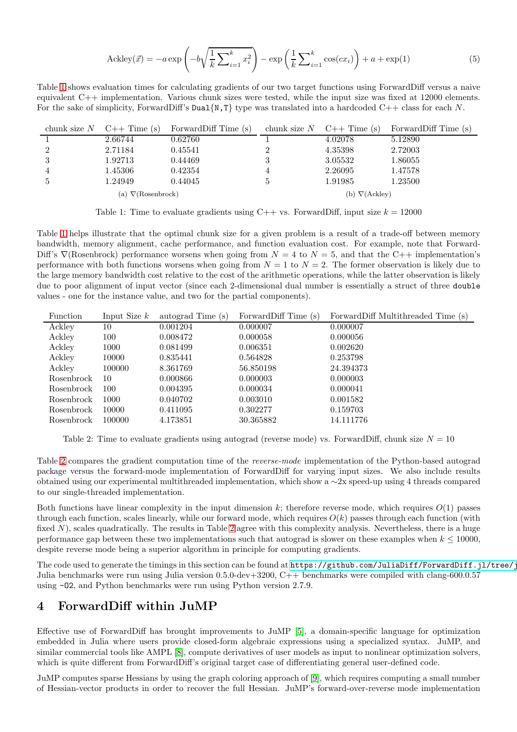$$\text{Ackley}(\vec{x}) = -a \exp\left(-b\sqrt{\frac{1}{k}\sum_{i=1}^{k} x_i^2}\right) - \exp\left(\frac{1}{k}\sum_{i=1}^{k}\cos(cx_i)\right) + a + \exp(1) \tag{5}$$

Table 1 shows evaluation times for calculating gradients of our two target functions using ForwardDiff versus a naive equivalent C++ implementation. Various chunk sizes were tested, while the input size was fixed at 12000 elements. For the sake of simplicity, ForwardDiff's `Dual{N,T}` type was translated into a hardcoded C++ class for each $N$.

| chunk size $N$ | C++ Time (s) | ForwardDiff Time (s) |
|---|---|---|
| 1 | 2.66744 | 0.62760 |
| 2 | 2.71184 | 0.45541 |
| 3 | 1.92713 | 0.44469 |
| 4 | 1.45306 | 0.42354 |
| 5 | 1.24949 | 0.44045 |

(a) $\nabla$(Rosenbrock)

| chunk size $N$ | C++ Time (s) | ForwardDiff Time (s) |
|---|---|---|
| 1 | 4.02078 | 5.12890 |
| 2 | 4.35398 | 2.72003 |
| 3 | 3.05532 | 1.86055 |
| 4 | 2.26095 | 1.47578 |
| 5 | 1.91985 | 1.23500 |

(b) $\nabla$(Ackley)

Table 1: Time to evaluate gradients using C++ vs. ForwardDiff, input size $k = 12000$

Table 1 helps illustrate that the optimal chunk size for a given problem is a result of a trade-off between memory bandwidth, memory alignment, cache performance, and function evaluation cost. For example, note that ForwardDiff's $\nabla$(Rosenbrock) performance worsens when going from $N = 4$ to $N = 5$, and that the C++ implementation's performance with both functions worsens when going from $N = 1$ to $N = 2$. The former observation is likely due to the large memory bandwidth cost relative to the cost of the arithmetic operations, while the latter observation is likely due to poor alignment of input vector (since each 2-dimensional dual number is essentially a struct of three `double` values - one for the instance value, and two for the partial components).

| Function | Input Size $k$ | autograd Time (s) | ForwardDiff Time (s) | ForwardDiff Multithreaded Time (s) |
|---|---|---|---|---|
| Ackley | 10 | 0.001204 | 0.000007 | 0.000007 |
| Ackley | 100 | 0.008472 | 0.000058 | 0.000056 |
| Ackley | 1000 | 0.081499 | 0.006351 | 0.002620 |
| Ackley | 10000 | 0.835441 | 0.564828 | 0.253798 |
| Ackley | 100000 | 8.361769 | 56.850198 | 24.394373 |
| Rosenbrock | 10 | 0.000866 | 0.000003 | 0.000003 |
| Rosenbrock | 100 | 0.004395 | 0.000034 | 0.000041 |
| Rosenbrock | 1000 | 0.040702 | 0.003010 | 0.001582 |
| Rosenbrock | 10000 | 0.411095 | 0.302277 | 0.159703 |
| Rosenbrock | 100000 | 4.173851 | 30.365882 | 14.111776 |

Table 2: Time to evaluate gradients using autograd (reverse mode) vs. ForwardDiff, chunk size $N = 10$

Table 2 compares the gradient computation time of the *reverse-mode* implementation of the Python-based autograd package versus the forward-mode implementation of ForwardDiff for varying input sizes. We also include results obtained using our experimental multithreaded implementation, which show a $\sim$2x speed-up using 4 threads compared to our single-threaded implementation.

Both functions have linear complexity in the input dimension $k$; therefore reverse mode, which requires $O(1)$ passes through each function, scales linearly, while our forward mode, which requires $O(k)$ passes through each function (with fixed $N$), scales quadratically. The results in Table 2 agree with this complexity analysis. Nevertheless, there is a huge performance gap between these two implementations such that autograd is slower on these examples when $k \leq 10000$, despite reverse mode being a superior algorithm in principle for computing gradients.

The code used to generate the timings in this section can be found at https://github.com/JuliaDiff/ForwardDiff.jl/tree/j Julia benchmarks were run using Julia version 0.5.0-dev+3200, C++ benchmarks were compiled with clang-600.0.57 using `-O2`, and Python benchmarks were run using Python version 2.7.9.

## 4 ForwardDiff within JuMP

Effective use of ForwardDiff has brought improvements to JuMP [5], a domain-specific language for optimization embedded in Julia where users provide closed-form algebraic expressions using a specialized syntax. JuMP, and similar commercial tools like AMPL [8], compute derivatives of user models as input to nonlinear optimization solvers, which is quite different from ForwardDiff's original target case of differentiating general user-defined code.

JuMP computes sparse Hessians by using the graph coloring approach of [9], which requires computing a small number of Hessian-vector products in order to recover the full Hessian. JuMP's forward-over-reverse mode implementation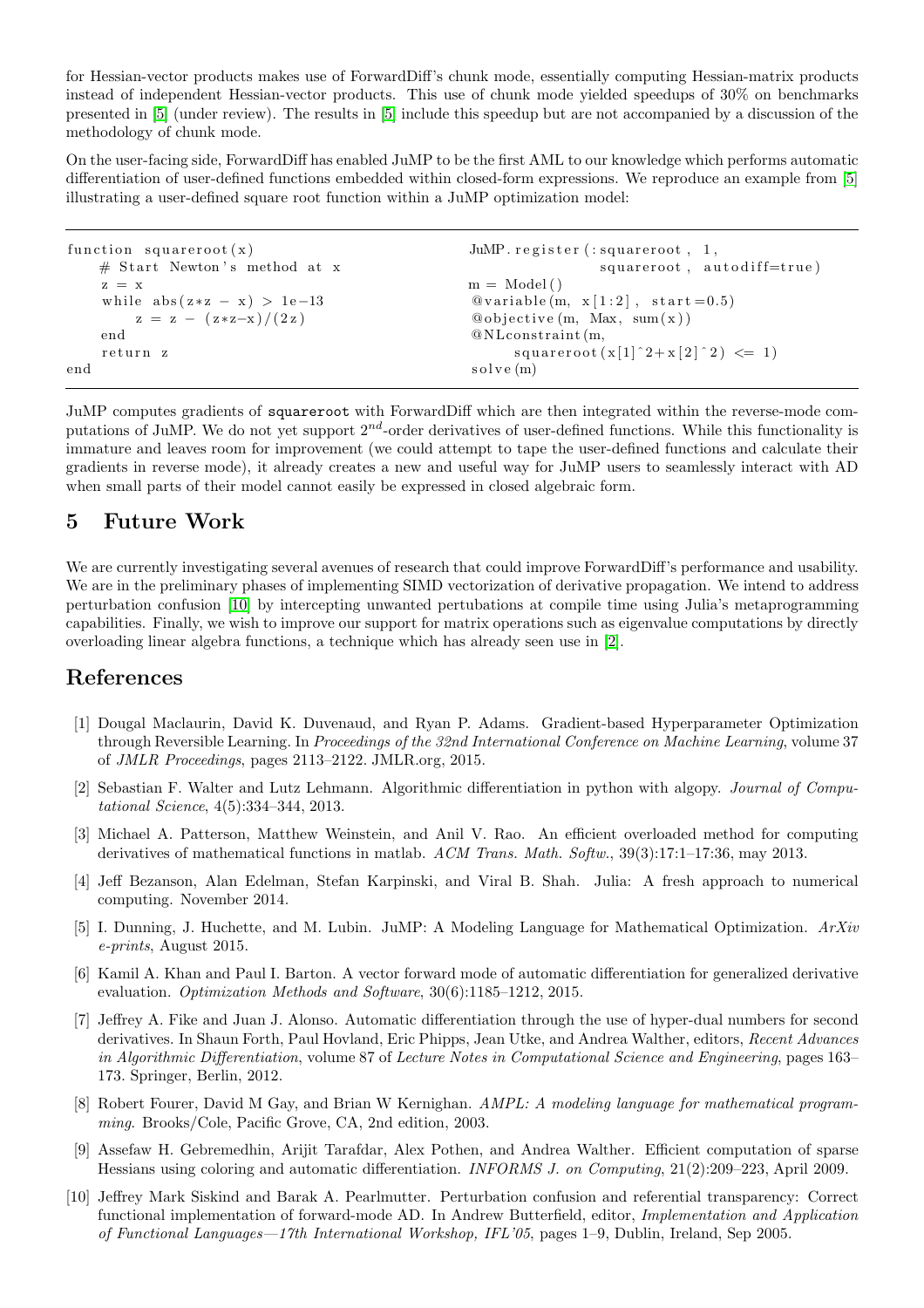for Hessian-vector products makes use of ForwardDiff's chunk mode, essentially computing Hessian-matrix products instead of independent Hessian-vector products. This use of chunk mode yielded speedups of 30% on benchmarks presented in [5] (under review). The results in [5] include this speedup but are not accompanied by a discussion of the methodology of chunk mode.

On the user-facing side, ForwardDiff has enabled JuMP to be the first AML to our knowledge which performs automatic differentiation of user-defined functions embedded within closed-form expressions. We reproduce an example from [5] illustrating a user-defined square root function within a JuMP optimization model:

```
function squareroot(x)
    # Start Newton's method at x
    z = x
    while abs(z*z - x) > 1e-13
        z = z - (z*z-x)/(2z)
    end
    return z
end
```

```
JuMP.register(:squareroot, 1,
              squareroot, autodiff=true)
m = Model()
@variable(m, x[1:2], start=0.5)
@objective(m, Max, sum(x))
@NLconstraint(m,
    squareroot(x[1]^2+x[2]^2) <= 1)
solve(m)
```

JuMP computes gradients of `squareroot` with ForwardDiff which are then integrated within the reverse-mode computations of JuMP. We do not yet support $2^{nd}$-order derivatives of user-defined functions. While this functionality is immature and leaves room for improvement (we could attempt to tape the user-defined functions and calculate their gradients in reverse mode), it already creates a new and useful way for JuMP users to seamlessly interact with AD when small parts of their model cannot easily be expressed in closed algebraic form.

## 5 Future Work

We are currently investigating several avenues of research that could improve ForwardDiff's performance and usability. We are in the preliminary phases of implementing SIMD vectorization of derivative propagation. We intend to address perturbation confusion [10] by intercepting unwanted pertubations at compile time using Julia's metaprogramming capabilities. Finally, we wish to improve our support for matrix operations such as eigenvalue computations by directly overloading linear algebra functions, a technique which has already seen use in [2].

## References

[1] Dougal Maclaurin, David K. Duvenaud, and Ryan P. Adams. Gradient-based Hyperparameter Optimization through Reversible Learning. In *Proceedings of the 32nd International Conference on Machine Learning*, volume 37 of *JMLR Proceedings*, pages 2113–2122. JMLR.org, 2015.

[2] Sebastian F. Walter and Lutz Lehmann. Algorithmic differentiation in python with algopy. *Journal of Computational Science*, 4(5):334–344, 2013.

[3] Michael A. Patterson, Matthew Weinstein, and Anil V. Rao. An efficient overloaded method for computing derivatives of mathematical functions in matlab. *ACM Trans. Math. Softw.*, 39(3):17:1–17:36, may 2013.

[4] Jeff Bezanson, Alan Edelman, Stefan Karpinski, and Viral B. Shah. Julia: A fresh approach to numerical computing. November 2014.

[5] I. Dunning, J. Huchette, and M. Lubin. JuMP: A Modeling Language for Mathematical Optimization. *ArXiv e-prints*, August 2015.

[6] Kamil A. Khan and Paul I. Barton. A vector forward mode of automatic differentiation for generalized derivative evaluation. *Optimization Methods and Software*, 30(6):1185–1212, 2015.

[7] Jeffrey A. Fike and Juan J. Alonso. Automatic differentiation through the use of hyper-dual numbers for second derivatives. In Shaun Forth, Paul Hovland, Eric Phipps, Jean Utke, and Andrea Walther, editors, *Recent Advances in Algorithmic Differentiation*, volume 87 of *Lecture Notes in Computational Science and Engineering*, pages 163–173. Springer, Berlin, 2012.

[8] Robert Fourer, David M Gay, and Brian W Kernighan. *AMPL: A modeling language for mathematical programming*. Brooks/Cole, Pacific Grove, CA, 2nd edition, 2003.

[9] Assefaw H. Gebremedhin, Arijit Tarafdar, Alex Pothen, and Andrea Walther. Efficient computation of sparse Hessians using coloring and automatic differentiation. *INFORMS J. on Computing*, 21(2):209–223, April 2009.

[10] Jeffrey Mark Siskind and Barak A. Pearlmutter. Perturbation confusion and referential transparency: Correct functional implementation of forward-mode AD. In Andrew Butterfield, editor, *Implementation and Application of Functional Languages—17th International Workshop, IFL'05*, pages 1–9, Dublin, Ireland, Sep 2005.